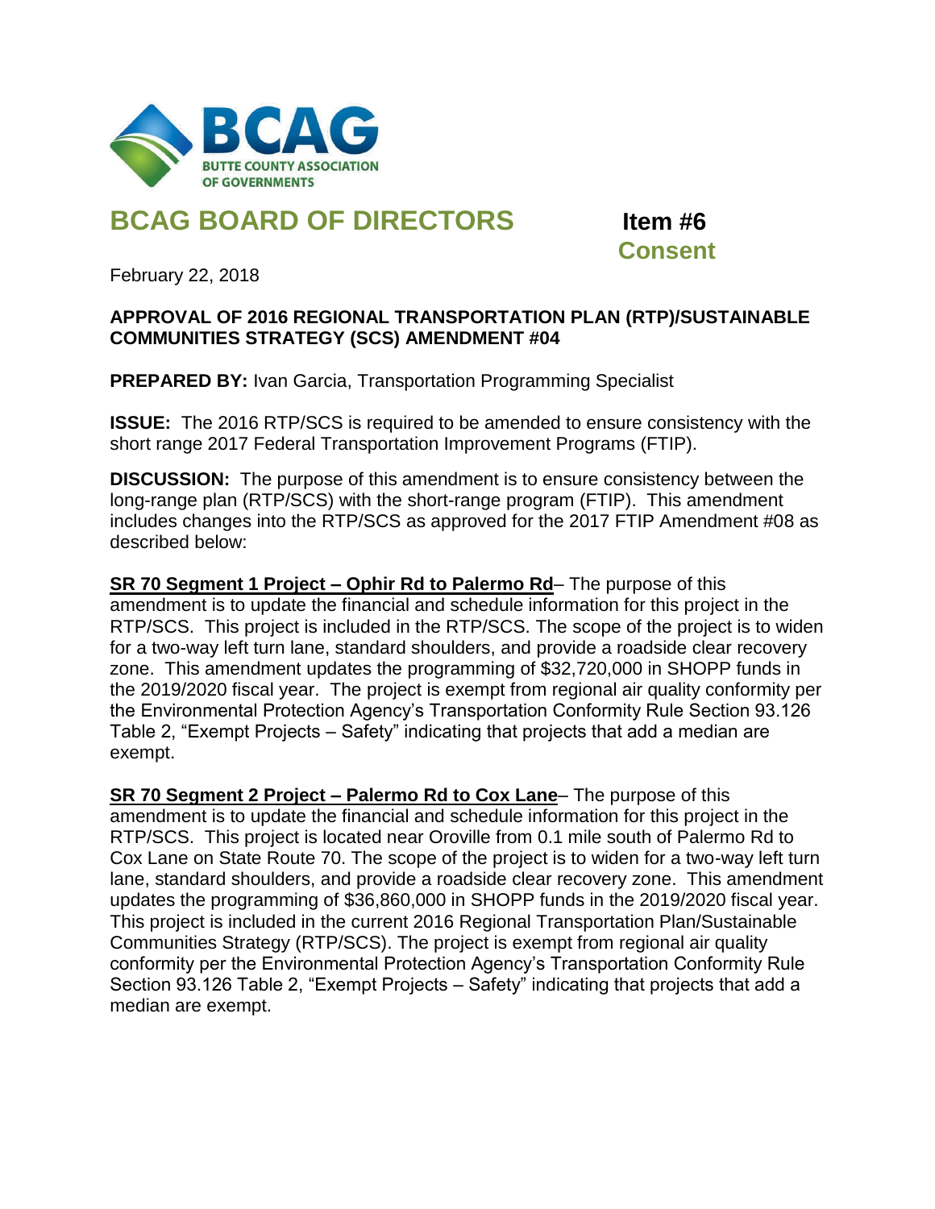BCAG

BUTTE COUNTY ASSOCIATION OF GOVERNMENTS

# BCAG BOARD OF DIRECTORS

**Item #6**
**Consent**

February 22, 2018

**APPROVAL OF 2016 REGIONAL TRANSPORTATION PLAN (RTP)/SUSTAINABLE COMMUNITIES STRATEGY (SCS) AMENDMENT #04**

**PREPARED BY:** Ivan Garcia, Transportation Programming Specialist

**ISSUE:** The 2016 RTP/SCS is required to be amended to ensure consistency with the short range 2017 Federal Transportation Improvement Programs (FTIP).

**DISCUSSION:** The purpose of this amendment is to ensure consistency between the long-range plan (RTP/SCS) with the short-range program (FTIP). This amendment includes changes into the RTP/SCS as approved for the 2017 FTIP Amendment #08 as described below:

**SR 70 Segment 1 Project – Ophir Rd to Palermo Rd**– The purpose of this amendment is to update the financial and schedule information for this project in the RTP/SCS. This project is included in the RTP/SCS. The scope of the project is to widen for a two-way left turn lane, standard shoulders, and provide a roadside clear recovery zone. This amendment updates the programming of $32,720,000 in SHOPP funds in the 2019/2020 fiscal year. The project is exempt from regional air quality conformity per the Environmental Protection Agency's Transportation Conformity Rule Section 93.126 Table 2, "Exempt Projects – Safety" indicating that projects that add a median are exempt.

**SR 70 Segment 2 Project – Palermo Rd to Cox Lane**– The purpose of this amendment is to update the financial and schedule information for this project in the RTP/SCS. This project is located near Oroville from 0.1 mile south of Palermo Rd to Cox Lane on State Route 70. The scope of the project is to widen for a two-way left turn lane, standard shoulders, and provide a roadside clear recovery zone. This amendment updates the programming of $36,860,000 in SHOPP funds in the 2019/2020 fiscal year. This project is included in the current 2016 Regional Transportation Plan/Sustainable Communities Strategy (RTP/SCS). The project is exempt from regional air quality conformity per the Environmental Protection Agency's Transportation Conformity Rule Section 93.126 Table 2, "Exempt Projects – Safety" indicating that projects that add a median are exempt.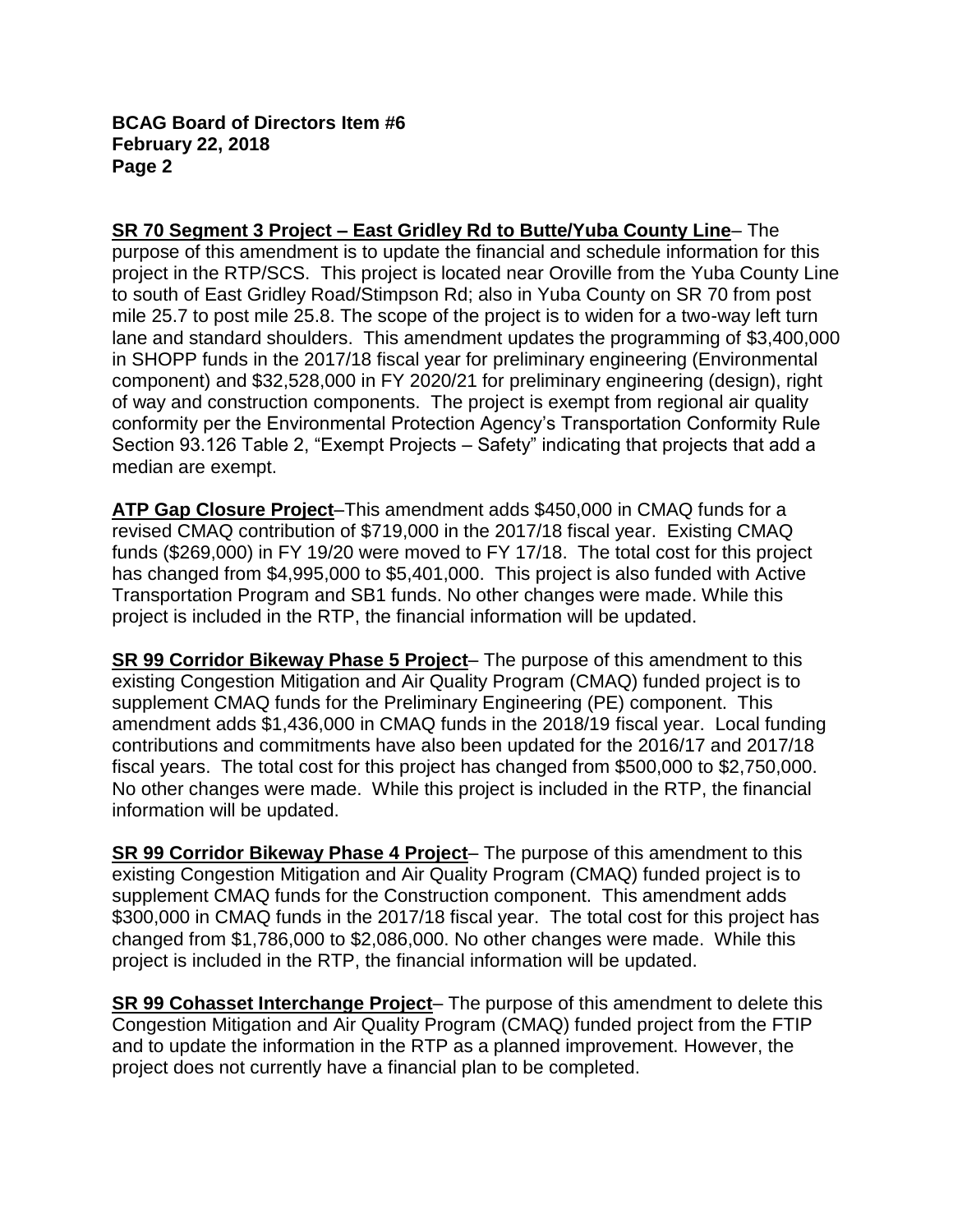**SR 70 Segment 3 Project – East Gridley Rd to Butte/Yuba County Line**– The purpose of this amendment is to update the financial and schedule information for this project in the RTP/SCS. This project is located near Oroville from the Yuba County Line to south of East Gridley Road/Stimpson Rd; also in Yuba County on SR 70 from post mile 25.7 to post mile 25.8. The scope of the project is to widen for a two-way left turn lane and standard shoulders. This amendment updates the programming of $3,400,000 in SHOPP funds in the 2017/18 fiscal year for preliminary engineering (Environmental component) and $32,528,000 in FY 2020/21 for preliminary engineering (design), right of way and construction components. The project is exempt from regional air quality conformity per the Environmental Protection Agency's Transportation Conformity Rule Section 93.126 Table 2, "Exempt Projects – Safety" indicating that projects that add a median are exempt.

**ATP Gap Closure Project**–This amendment adds $450,000 in CMAQ funds for a revised CMAQ contribution of $719,000 in the 2017/18 fiscal year. Existing CMAQ funds ($269,000) in FY 19/20 were moved to FY 17/18. The total cost for this project has changed from $4,995,000 to $5,401,000. This project is also funded with Active Transportation Program and SB1 funds. No other changes were made. While this project is included in the RTP, the financial information will be updated.

**SR 99 Corridor Bikeway Phase 5 Project**– The purpose of this amendment to this existing Congestion Mitigation and Air Quality Program (CMAQ) funded project is to supplement CMAQ funds for the Preliminary Engineering (PE) component. This amendment adds $1,436,000 in CMAQ funds in the 2018/19 fiscal year. Local funding contributions and commitments have also been updated for the 2016/17 and 2017/18 fiscal years. The total cost for this project has changed from $500,000 to $2,750,000. No other changes were made. While this project is included in the RTP, the financial information will be updated.

**SR 99 Corridor Bikeway Phase 4 Project**– The purpose of this amendment to this existing Congestion Mitigation and Air Quality Program (CMAQ) funded project is to supplement CMAQ funds for the Construction component. This amendment adds $300,000 in CMAQ funds in the 2017/18 fiscal year. The total cost for this project has changed from $1,786,000 to $2,086,000. No other changes were made. While this project is included in the RTP, the financial information will be updated.

**SR 99 Cohasset Interchange Project**– The purpose of this amendment to delete this Congestion Mitigation and Air Quality Program (CMAQ) funded project from the FTIP and to update the information in the RTP as a planned improvement. However, the project does not currently have a financial plan to be completed.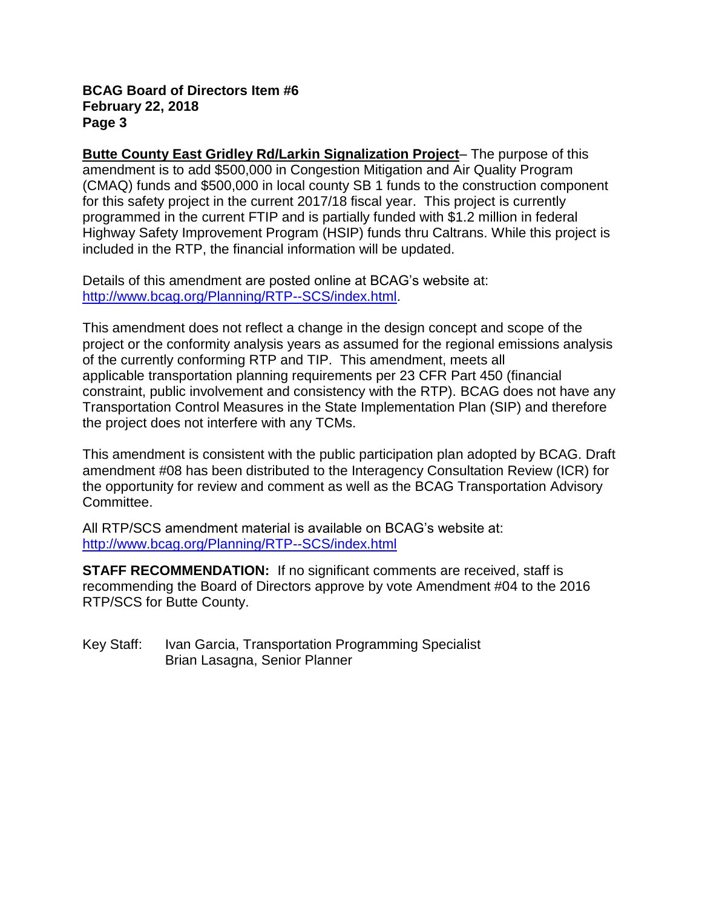**Butte County East Gridley Rd/Larkin Signalization Project**– The purpose of this amendment is to add $500,000 in Congestion Mitigation and Air Quality Program (CMAQ) funds and $500,000 in local county SB 1 funds to the construction component for this safety project in the current 2017/18 fiscal year. This project is currently programmed in the current FTIP and is partially funded with $1.2 million in federal Highway Safety Improvement Program (HSIP) funds thru Caltrans. While this project is included in the RTP, the financial information will be updated.

Details of this amendment are posted online at BCAG's website at: http://www.bcag.org/Planning/RTP--SCS/index.html.

This amendment does not reflect a change in the design concept and scope of the project or the conformity analysis years as assumed for the regional emissions analysis of the currently conforming RTP and TIP. This amendment, meets all applicable transportation planning requirements per 23 CFR Part 450 (financial constraint, public involvement and consistency with the RTP). BCAG does not have any Transportation Control Measures in the State Implementation Plan (SIP) and therefore the project does not interfere with any TCMs.

This amendment is consistent with the public participation plan adopted by BCAG. Draft amendment #08 has been distributed to the Interagency Consultation Review (ICR) for the opportunity for review and comment as well as the BCAG Transportation Advisory Committee.

All RTP/SCS amendment material is available on BCAG's website at: http://www.bcag.org/Planning/RTP--SCS/index.html

**STAFF RECOMMENDATION:** If no significant comments are received, staff is recommending the Board of Directors approve by vote Amendment #04 to the 2016 RTP/SCS for Butte County.

Key Staff: Ivan Garcia, Transportation Programming Specialist
Brian Lasagna, Senior Planner